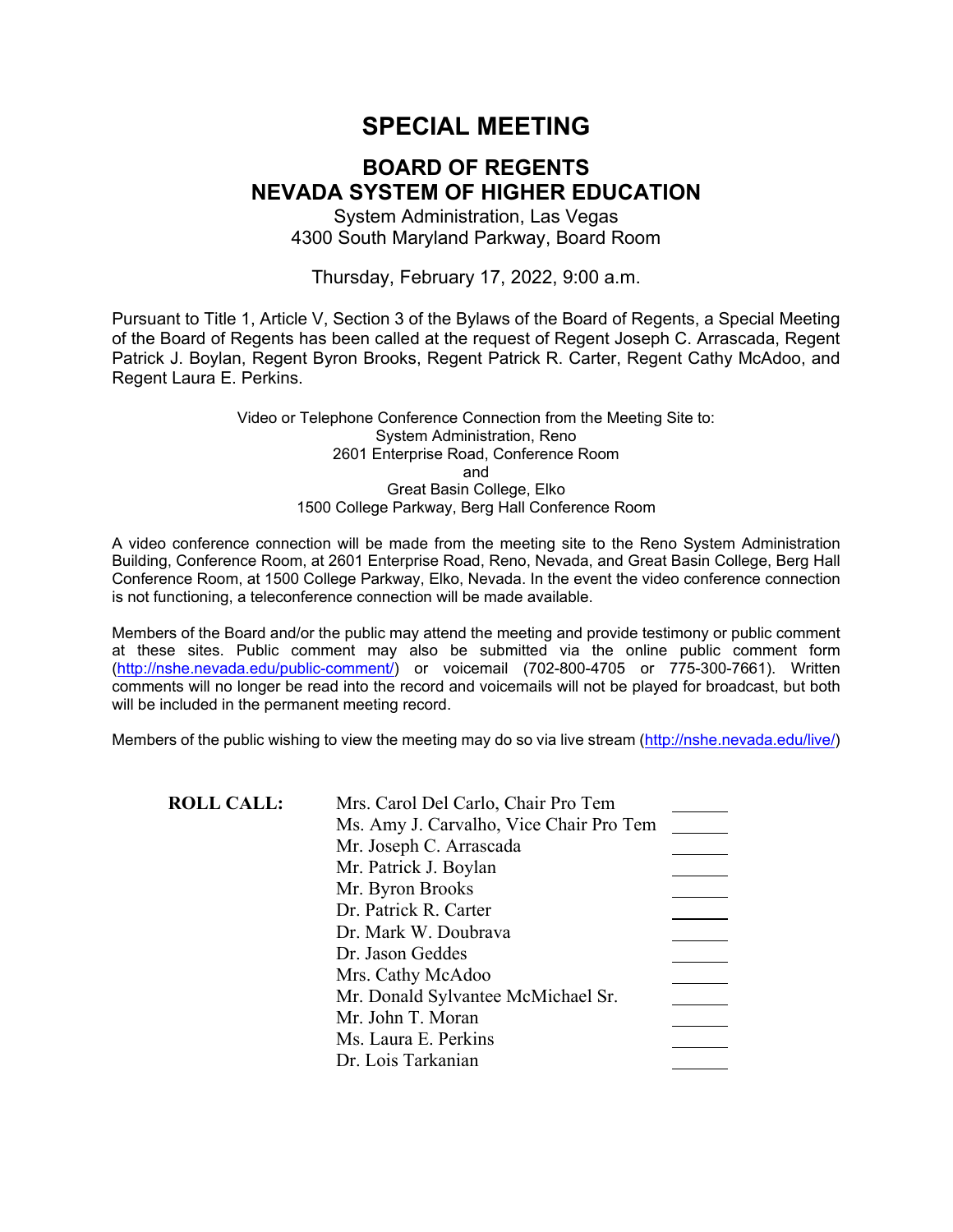# SPECIAL MEETING

## BOARD OF REGENTS
## NEVADA SYSTEM OF HIGHER EDUCATION

System Administration, Las Vegas
4300 South Maryland Parkway, Board Room

Thursday, February 17, 2022, 9:00 a.m.

Pursuant to Title 1, Article V, Section 3 of the Bylaws of the Board of Regents, a Special Meeting of the Board of Regents has been called at the request of Regent Joseph C. Arrascada, Regent Patrick J. Boylan, Regent Byron Brooks, Regent Patrick R. Carter, Regent Cathy McAdoo, and Regent Laura E. Perkins.

Video or Telephone Conference Connection from the Meeting Site to:
System Administration, Reno
2601 Enterprise Road, Conference Room
and
Great Basin College, Elko
1500 College Parkway, Berg Hall Conference Room

A video conference connection will be made from the meeting site to the Reno System Administration Building, Conference Room, at 2601 Enterprise Road, Reno, Nevada, and Great Basin College, Berg Hall Conference Room, at 1500 College Parkway, Elko, Nevada. In the event the video conference connection is not functioning, a teleconference connection will be made available.

Members of the Board and/or the public may attend the meeting and provide testimony or public comment at these sites. Public comment may also be submitted via the online public comment form (http://nshe.nevada.edu/public-comment/) or voicemail (702-800-4705 or 775-300-7661). Written comments will no longer be read into the record and voicemails will not be played for broadcast, but both will be included in the permanent meeting record.

Members of the public wishing to view the meeting may do so via live stream (http://nshe.nevada.edu/live/)

**ROLL CALL:**

| | | |
|---|---|---|
| | Mrs. Carol Del Carlo, Chair Pro Tem | ______ |
| | Ms. Amy J. Carvalho, Vice Chair Pro Tem | ______ |
| | Mr. Joseph C. Arrascada | ______ |
| | Mr. Patrick J. Boylan | ______ |
| | Mr. Byron Brooks | ______ |
| | Dr. Patrick R. Carter | ______ |
| | Dr. Mark W. Doubrava | ______ |
| | Dr. Jason Geddes | ______ |
| | Mrs. Cathy McAdoo | ______ |
| | Mr. Donald Sylvantee McMichael Sr. | ______ |
| | Mr. John T. Moran | ______ |
| | Ms. Laura E. Perkins | ______ |
| | Dr. Lois Tarkanian | ______ |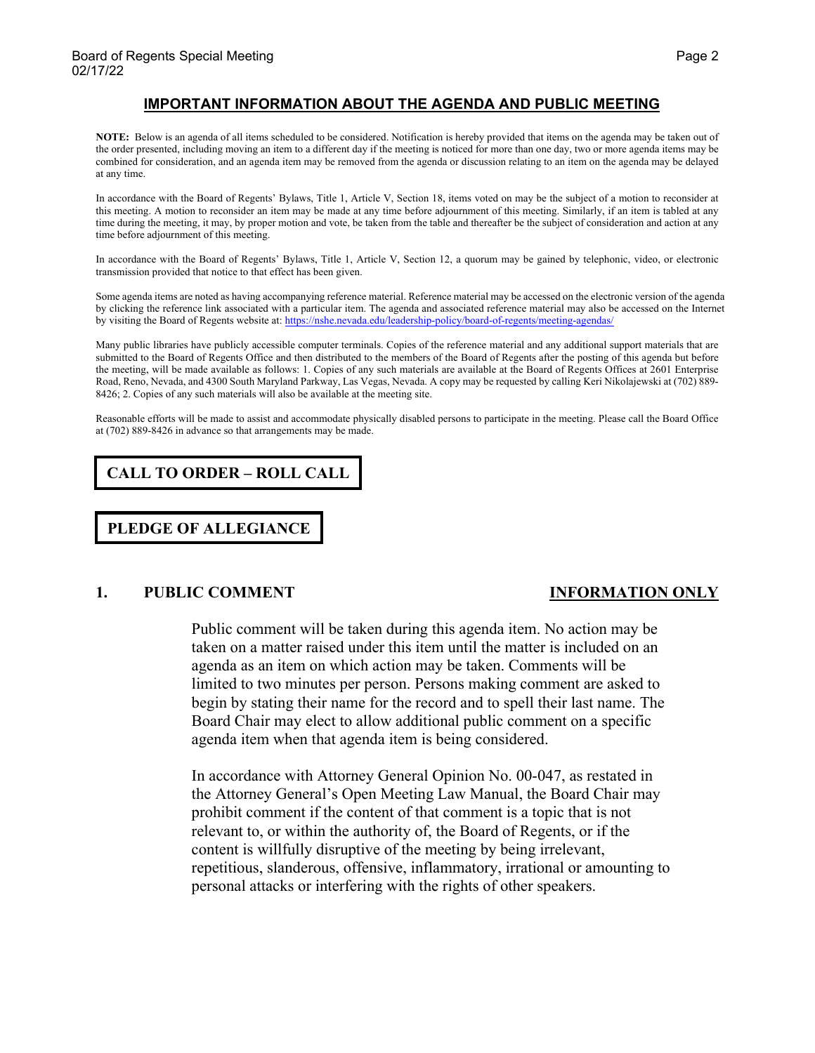## IMPORTANT INFORMATION ABOUT THE AGENDA AND PUBLIC MEETING

**NOTE:** Below is an agenda of all items scheduled to be considered. Notification is hereby provided that items on the agenda may be taken out of the order presented, including moving an item to a different day if the meeting is noticed for more than one day, two or more agenda items may be combined for consideration, and an agenda item may be removed from the agenda or discussion relating to an item on the agenda may be delayed at any time.

In accordance with the Board of Regents' Bylaws, Title 1, Article V, Section 18, items voted on may be the subject of a motion to reconsider at this meeting. A motion to reconsider an item may be made at any time before adjournment of this meeting. Similarly, if an item is tabled at any time during the meeting, it may, by proper motion and vote, be taken from the table and thereafter be the subject of consideration and action at any time before adjournment of this meeting.

In accordance with the Board of Regents' Bylaws, Title 1, Article V, Section 12, a quorum may be gained by telephonic, video, or electronic transmission provided that notice to that effect has been given.

Some agenda items are noted as having accompanying reference material. Reference material may be accessed on the electronic version of the agenda by clicking the reference link associated with a particular item. The agenda and associated reference material may also be accessed on the Internet by visiting the Board of Regents website at: https://nshe.nevada.edu/leadership-policy/board-of-regents/meeting-agendas/

Many public libraries have publicly accessible computer terminals. Copies of the reference material and any additional support materials that are submitted to the Board of Regents Office and then distributed to the members of the Board of Regents after the posting of this agenda but before the meeting, will be made available as follows: 1. Copies of any such materials are available at the Board of Regents Offices at 2601 Enterprise Road, Reno, Nevada, and 4300 South Maryland Parkway, Las Vegas, Nevada. A copy may be requested by calling Keri Nikolajewski at (702) 889-8426; 2. Copies of any such materials will also be available at the meeting site.

Reasonable efforts will be made to assist and accommodate physically disabled persons to participate in the meeting. Please call the Board Office at (702) 889-8426 in advance so that arrangements may be made.

## CALL TO ORDER – ROLL CALL

## PLEDGE OF ALLEGIANCE

## 1. PUBLIC COMMENT — INFORMATION ONLY

Public comment will be taken during this agenda item. No action may be taken on a matter raised under this item until the matter is included on an agenda as an item on which action may be taken. Comments will be limited to two minutes per person. Persons making comment are asked to begin by stating their name for the record and to spell their last name. The Board Chair may elect to allow additional public comment on a specific agenda item when that agenda item is being considered.

In accordance with Attorney General Opinion No. 00-047, as restated in the Attorney General's Open Meeting Law Manual, the Board Chair may prohibit comment if the content of that comment is a topic that is not relevant to, or within the authority of, the Board of Regents, or if the content is willfully disruptive of the meeting by being irrelevant, repetitious, slanderous, offensive, inflammatory, irrational or amounting to personal attacks or interfering with the rights of other speakers.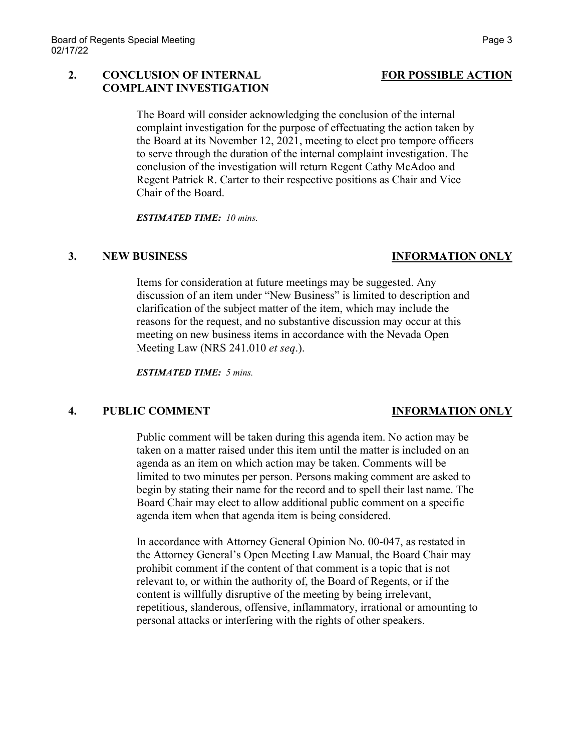## 2. CONCLUSION OF INTERNAL COMPLAINT INVESTIGATION **FOR POSSIBLE ACTION**

The Board will consider acknowledging the conclusion of the internal complaint investigation for the purpose of effectuating the action taken by the Board at its November 12, 2021, meeting to elect pro tempore officers to serve through the duration of the internal complaint investigation. The conclusion of the investigation will return Regent Cathy McAdoo and Regent Patrick R. Carter to their respective positions as Chair and Vice Chair of the Board.

***ESTIMATED TIME:*** *10 mins.*

## 3. NEW BUSINESS **INFORMATION ONLY**

Items for consideration at future meetings may be suggested. Any discussion of an item under "New Business" is limited to description and clarification of the subject matter of the item, which may include the reasons for the request, and no substantive discussion may occur at this meeting on new business items in accordance with the Nevada Open Meeting Law (NRS 241.010 *et seq*.).

***ESTIMATED TIME:*** *5 mins.*

## 4. PUBLIC COMMENT **INFORMATION ONLY**

Public comment will be taken during this agenda item. No action may be taken on a matter raised under this item until the matter is included on an agenda as an item on which action may be taken. Comments will be limited to two minutes per person. Persons making comment are asked to begin by stating their name for the record and to spell their last name. The Board Chair may elect to allow additional public comment on a specific agenda item when that agenda item is being considered.

In accordance with Attorney General Opinion No. 00-047, as restated in the Attorney General's Open Meeting Law Manual, the Board Chair may prohibit comment if the content of that comment is a topic that is not relevant to, or within the authority of, the Board of Regents, or if the content is willfully disruptive of the meeting by being irrelevant, repetitious, slanderous, offensive, inflammatory, irrational or amounting to personal attacks or interfering with the rights of other speakers.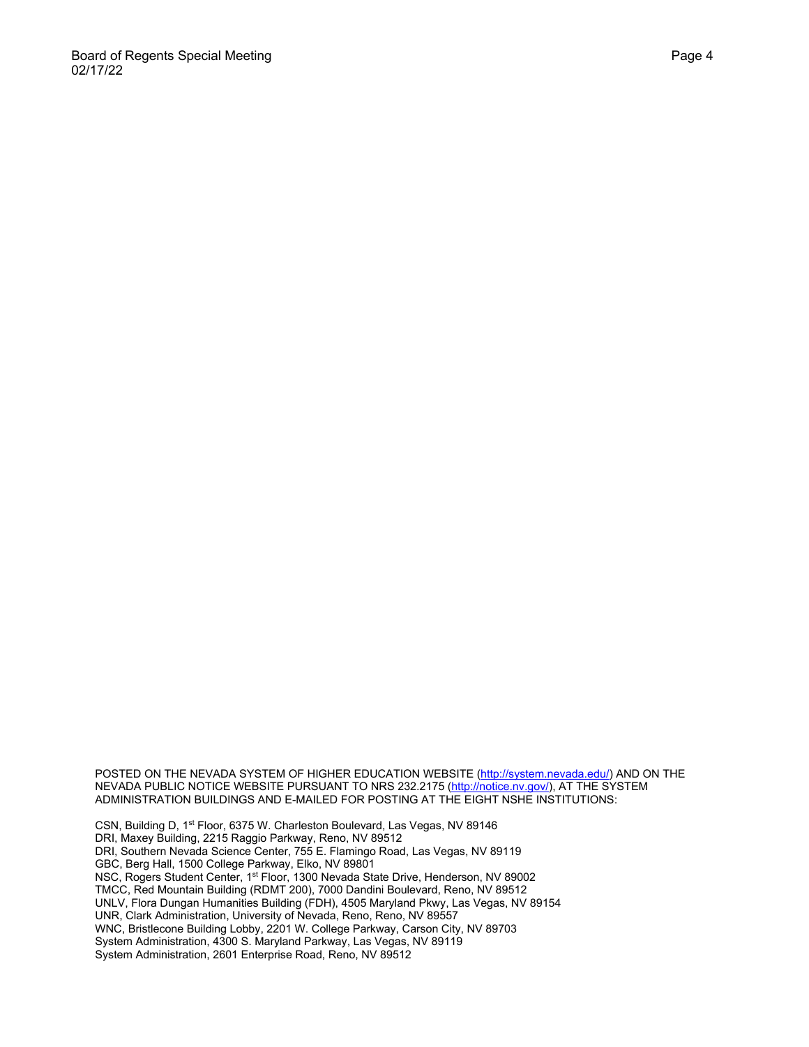POSTED ON THE NEVADA SYSTEM OF HIGHER EDUCATION WEBSITE (http://system.nevada.edu/) AND ON THE NEVADA PUBLIC NOTICE WEBSITE PURSUANT TO NRS 232.2175 (http://notice.nv.gov/), AT THE SYSTEM ADMINISTRATION BUILDINGS AND E-MAILED FOR POSTING AT THE EIGHT NSHE INSTITUTIONS:

CSN, Building D, 1st Floor, 6375 W. Charleston Boulevard, Las Vegas, NV 89146
DRI, Maxey Building, 2215 Raggio Parkway, Reno, NV 89512
DRI, Southern Nevada Science Center, 755 E. Flamingo Road, Las Vegas, NV 89119
GBC, Berg Hall, 1500 College Parkway, Elko, NV 89801
NSC, Rogers Student Center, 1st Floor, 1300 Nevada State Drive, Henderson, NV 89002
TMCC, Red Mountain Building (RDMT 200), 7000 Dandini Boulevard, Reno, NV 89512
UNLV, Flora Dungan Humanities Building (FDH), 4505 Maryland Pkwy, Las Vegas, NV 89154
UNR, Clark Administration, University of Nevada, Reno, Reno, NV 89557
WNC, Bristlecone Building Lobby, 2201 W. College Parkway, Carson City, NV 89703
System Administration, 4300 S. Maryland Parkway, Las Vegas, NV 89119
System Administration, 2601 Enterprise Road, Reno, NV 89512